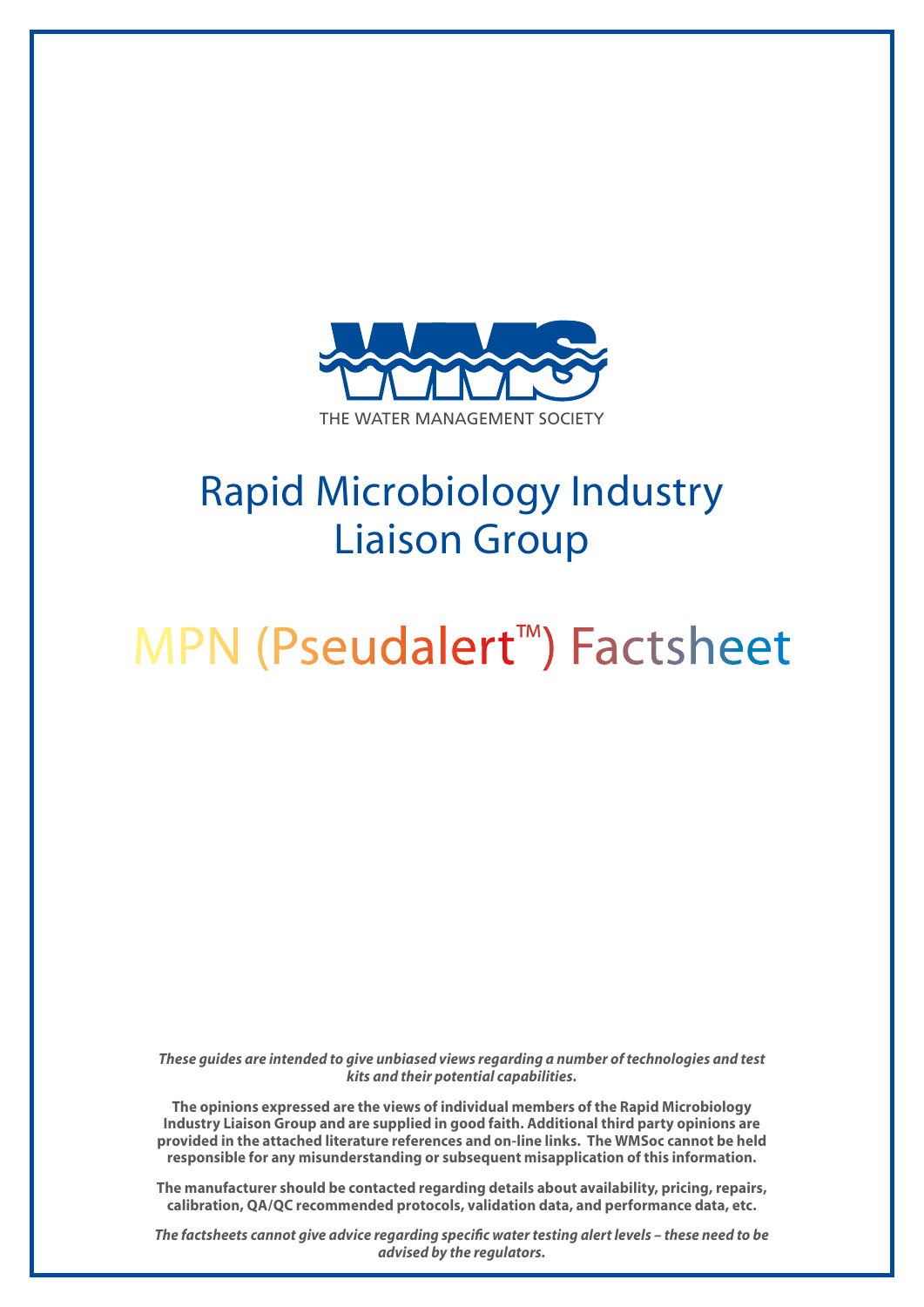THE WATER MANAGEMENT SOCIETY

# Rapid Microbiology Industry Liaison Group

# MPN (Pseudalert™) Factsheet

***These guides are intended to give unbiased views regarding a number of technologies and test kits and their potential capabilities.***

**The opinions expressed are the views of individual members of the Rapid Microbiology Industry Liaison Group and are supplied in good faith. Additional third party opinions are provided in the attached literature references and on-line links. The WMSoc cannot be held responsible for any misunderstanding or subsequent misapplication of this information.**

**The manufacturer should be contacted regarding details about availability, pricing, repairs, calibration, QA/QC recommended protocols, validation data, and performance data, etc.**

***The factsheets cannot give advice regarding specific water testing alert levels – these need to be advised by the regulators.***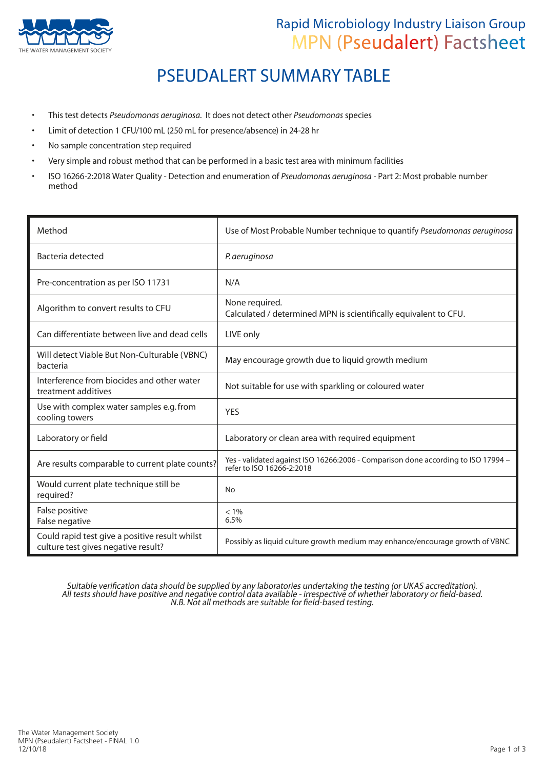# PSEUDALERT SUMMARY TABLE

- This test detects *Pseudomonas aeruginosa*. It does not detect other *Pseudomonas* species
- Limit of detection 1 CFU/100 mL (250 mL for presence/absence) in 24-28 hr
- No sample concentration step required
- Very simple and robust method that can be performed in a basic test area with minimum facilities
- ISO 16266-2:2018 Water Quality - Detection and enumeration of *Pseudomonas aeruginosa* - Part 2: Most probable number method

| | |
|---|---|
| Method | Use of Most Probable Number technique to quantify *Pseudomonas aeruginosa* |
| Bacteria detected | *P. aeruginosa* |
| Pre-concentration as per ISO 11731 | N/A |
| Algorithm to convert results to CFU | None required.<br>Calculated / determined MPN is scientifically equivalent to CFU. |
| Can differentiate between live and dead cells | LIVE only |
| Will detect Viable But Non-Culturable (VBNC) bacteria | May encourage growth due to liquid growth medium |
| Interference from biocides and other water treatment additives | Not suitable for use with sparkling or coloured water |
| Use with complex water samples e.g. from cooling towers | YES |
| Laboratory or field | Laboratory or clean area with required equipment |
| Are results comparable to current plate counts? | Yes - validated against ISO 16266:2006 - Comparison done according to ISO 17994 – refer to ISO 16266-2:2018 |
| Would current plate technique still be required? | No |
| False positive<br>False negative | < 1%<br>6.5% |
| Could rapid test give a positive result whilst culture test gives negative result? | Possibly as liquid culture growth medium may enhance/encourage growth of VBNC |

*Suitable verification data should be supplied by any laboratories undertaking the testing (or UKAS accreditation).*
*All tests should have positive and negative control data available - irrespective of whether laboratory or field-based.*
*N.B. Not all methods are suitable for field-based testing.*

The Water Management Society
MPN (Pseudalert) Factsheet - FINAL 1.0
12/10/18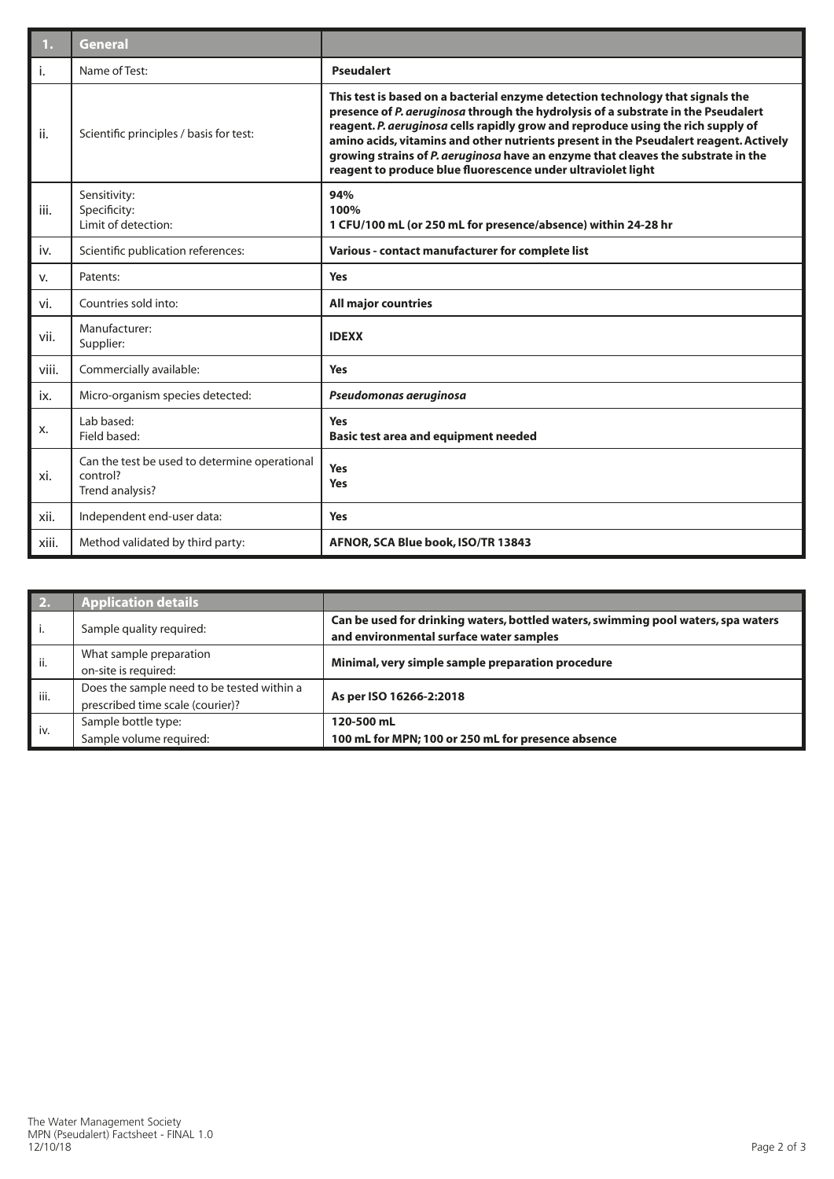| 1. | General | |
|---|---|---|
| i. | Name of Test: | **Pseudalert** |
| ii. | Scientific principles / basis for test: | **This test is based on a bacterial enzyme detection technology that signals the presence of *P. aeruginosa* through the hydrolysis of a substrate in the Pseudalert reagent. *P. aeruginosa* cells rapidly grow and reproduce using the rich supply of amino acids, vitamins and other nutrients present in the Pseudalert reagent. Actively growing strains of *P. aeruginosa* have an enzyme that cleaves the substrate in the reagent to produce blue fluorescence under ultraviolet light** |
| iii. | Sensitivity:<br>Specificity:<br>Limit of detection: | **94%**<br>**100%**<br>**1 CFU/100 mL (or 250 mL for presence/absence) within 24-28 hr** |
| iv. | Scientific publication references: | **Various - contact manufacturer for complete list** |
| v. | Patents: | **Yes** |
| vi. | Countries sold into: | **All major countries** |
| vii. | Manufacturer:<br>Supplier: | **IDEXX** |
| viii. | Commercially available: | **Yes** |
| ix. | Micro-organism species detected: | ***Pseudomonas aeruginosa*** |
| x. | Lab based:<br>Field based: | **Yes**<br>**Basic test area and equipment needed** |
| xi. | Can the test be used to determine operational control?<br>Trend analysis? | **Yes**<br>**Yes** |
| xii. | Independent end-user data: | **Yes** |
| xiii. | Method validated by third party: | **AFNOR, SCA Blue book, ISO/TR 13843** |

| 2. | Application details | |
|---|---|---|
| i. | Sample quality required: | **Can be used for drinking waters, bottled waters, swimming pool waters, spa waters and environmental surface water samples** |
| ii. | What sample preparation on-site is required: | **Minimal, very simple sample preparation procedure** |
| iii. | Does the sample need to be tested within a prescribed time scale (courier)? | **As per ISO 16266-2:2018** |
| iv. | Sample bottle type:<br>Sample volume required: | **120-500 mL**<br>**100 mL for MPN; 100 or 250 mL for presence absence** |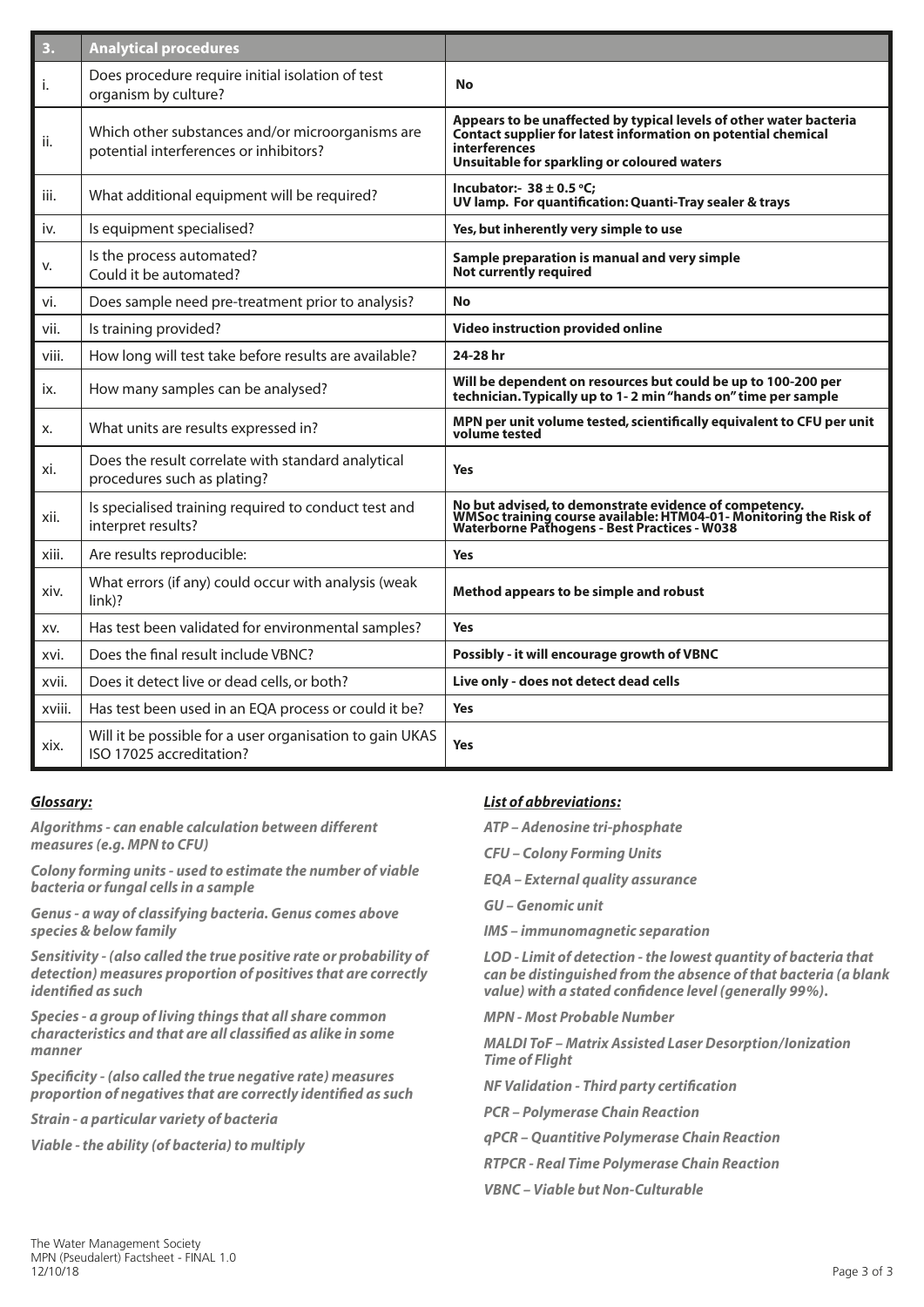| 3. | Analytical procedures | |
|---|---|---|
| i. | Does procedure require initial isolation of test organism by culture? | **No** |
| ii. | Which other substances and/or microorganisms are potential interferences or inhibitors? | **Appears to be unaffected by typical levels of other water bacteria Contact supplier for latest information on potential chemical interferences Unsuitable for sparkling or coloured waters** |
| iii. | What additional equipment will be required? | **Incubator:- 38 ± 0.5 °C; UV lamp. For quantification: Quanti-Tray sealer & trays** |
| iv. | Is equipment specialised? | **Yes, but inherently very simple to use** |
| v. | Is the process automated? Could it be automated? | **Sample preparation is manual and very simple Not currently required** |
| vi. | Does sample need pre-treatment prior to analysis? | **No** |
| vii. | Is training provided? | **Video instruction provided online** |
| viii. | How long will test take before results are available? | **24-28 hr** |
| ix. | How many samples can be analysed? | **Will be dependent on resources but could be up to 100-200 per technician. Typically up to 1- 2 min "hands on" time per sample** |
| x. | What units are results expressed in? | **MPN per unit volume tested, scientifically equivalent to CFU per unit volume tested** |
| xi. | Does the result correlate with standard analytical procedures such as plating? | **Yes** |
| xii. | Is specialised training required to conduct test and interpret results? | **No but advised, to demonstrate evidence of competency. WMSoc training course available: HTM04-01- Monitoring the Risk of Waterborne Pathogens - Best Practices - W038** |
| xiii. | Are results reproducible: | **Yes** |
| xiv. | What errors (if any) could occur with analysis (weak link)? | **Method appears to be simple and robust** |
| xv. | Has test been validated for environmental samples? | **Yes** |
| xvi. | Does the final result include VBNC? | **Possibly - it will encourage growth of VBNC** |
| xvii. | Does it detect live or dead cells, or both? | **Live only - does not detect dead cells** |
| xviii. | Has test been used in an EQA process or could it be? | **Yes** |
| xix. | Will it be possible for a user organisation to gain UKAS ISO 17025 accreditation? | **Yes** |

***Glossary:***

***Algorithms - can enable calculation between different measures (e.g. MPN to CFU)***

***Colony forming units - used to estimate the number of viable bacteria or fungal cells in a sample***

***Genus - a way of classifying bacteria. Genus comes above species & below family***

***Sensitivity - (also called the true positive rate or probability of detection) measures proportion of positives that are correctly identified as such***

***Species - a group of living things that all share common characteristics and that are all classified as alike in some manner***

***Specificity - (also called the true negative rate) measures proportion of negatives that are correctly identified as such***

***Strain - a particular variety of bacteria***

***Viable - the ability (of bacteria) to multiply***

***List of abbreviations:***

***ATP – Adenosine tri-phosphate***

***CFU – Colony Forming Units***

***EQA – External quality assurance***

***GU – Genomic unit***

***IMS – immunomagnetic separation***

***LOD - Limit of detection - the lowest quantity of bacteria that can be distinguished from the absence of that bacteria (a blank value) with a stated confidence level (generally 99%).***

***MPN - Most Probable Number***

***MALDI ToF – Matrix Assisted Laser Desorption/Ionization Time of Flight***

***NF Validation - Third party certification***

***PCR – Polymerase Chain Reaction***

***qPCR – Quantitive Polymerase Chain Reaction***

***RTPCR - Real Time Polymerase Chain Reaction***

***VBNC – Viable but Non-Culturable***